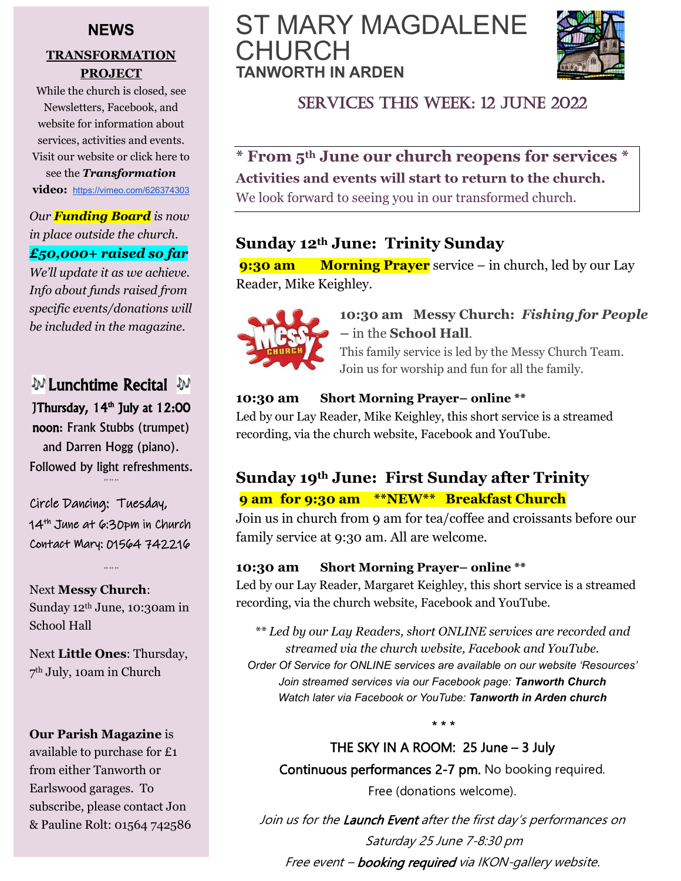# ST MARY MAGDALENE CHURCH

## TANWORTH IN ARDEN

## SERVICES THIS WEEK: 12 JUNE 2022

**\* From 5th June our church reopens for services \***

**Activities and events will start to return to the church.**

We look forward to seeing you in our transformed church.

### Sunday 12th June: Trinity Sunday

**9:30 am Morning Prayer** service – in church, led by our Lay Reader, Mike Keighley.

**10:30 am Messy Church:** ***Fishing for People*** – in the **School Hall**.
This family service is led by the Messy Church Team. Join us for worship and fun for all the family.

**10:30 am Short Morning Prayer– online \*\***
Led by our Lay Reader, Mike Keighley, this short service is a streamed recording, via the church website, Facebook and YouTube.

### Sunday 19th June: First Sunday after Trinity

**9 am for 9:30 am \*\*NEW\*\* Breakfast Church**

Join us in church from 9 am for tea/coffee and croissants before our family service at 9:30 am. All are welcome.

**10:30 am Short Morning Prayer– online \*\***
Led by our Lay Reader, Margaret Keighley, this short service is a streamed recording, via the church website, Facebook and YouTube.

*\*\* Led by our Lay Readers, short ONLINE services are recorded and streamed via the church website, Facebook and YouTube.*
*Order Of Service for ONLINE services are available on our website 'Resources'*
*Join streamed services via our Facebook page:* ***Tanworth Church***
*Watch later via Facebook or YouTube:* ***Tanworth in Arden church***

\* \* \*

THE SKY IN A ROOM: 25 June – 3 July

Continuous performances 2-7 pm. No booking required.

Free (donations welcome).

*Join us for the **Launch Event** after the first day's performances on Saturday 25 June 7-8:30 pm*

*Free event – **booking required** via IKON-gallery website.*

---

## NEWS

**TRANSFORMATION PROJECT**

While the church is closed, see Newsletters, Facebook, and website for information about services, activities and events. Visit our website or click here to see the ***Transformation*** **video:** https://vimeo.com/626374303

*Our **Funding Board** is now in place outside the church.*

***£50,000+ raised so far***

*We'll update it as we achieve. Info about funds raised from specific events/donations will be included in the magazine.*

**🎶 Lunchtime Recital 🎶**

JThursday, 14th July at 12:00 noon: Frank Stubbs (trumpet) and Darren Hogg (piano). Followed by light refreshments.

Circle Dancing: Tuesday, 14th June at 6:30pm in Church
Contact Mary: 01564 742216

Next **Messy Church**: Sunday 12th June, 10:30am in School Hall

Next **Little Ones**: Thursday, 7th July, 10am in Church

**Our Parish Magazine** is available to purchase for £1 from either Tanworth or Earlswood garages. To subscribe, please contact Jon & Pauline Rolt: 01564 742586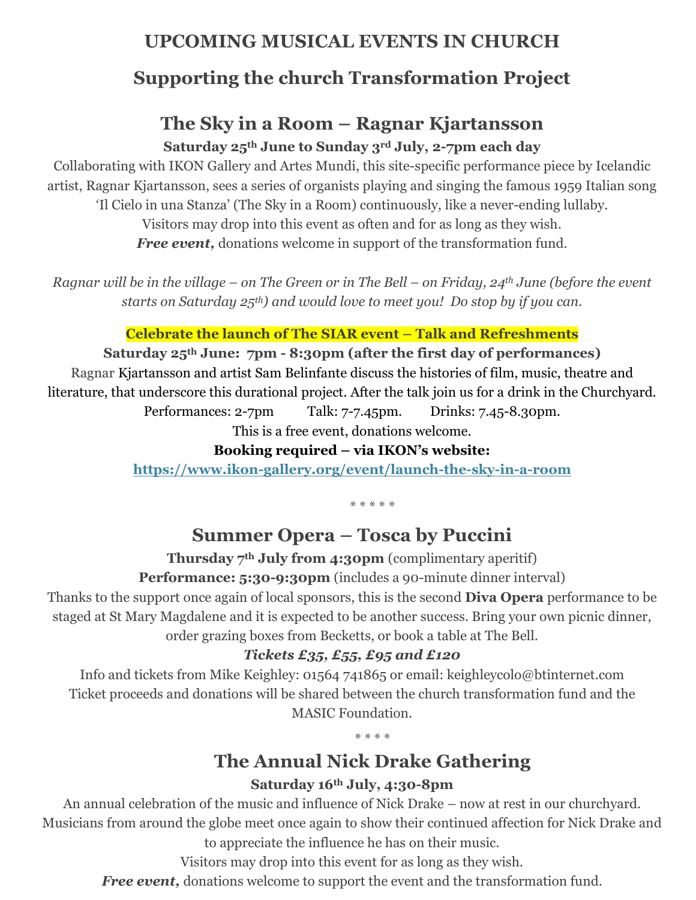# UPCOMING MUSICAL EVENTS IN CHURCH

## Supporting the church Transformation Project

## The Sky in a Room – Ragnar Kjartansson

**Saturday 25th June to Sunday 3rd July, 2-7pm each day**

Collaborating with IKON Gallery and Artes Mundi, this site-specific performance piece by Icelandic artist, Ragnar Kjartansson, sees a series of organists playing and singing the famous 1959 Italian song 'Il Cielo in una Stanza' (The Sky in a Room) continuously, like a never-ending lullaby.

Visitors may drop into this event as often and for as long as they wish.

***Free event,*** donations welcome in support of the transformation fund.

*Ragnar will be in the village – on The Green or in The Bell – on Friday, 24th June (before the event starts on Saturday 25th) and would love to meet you! Do stop by if you can.*

**Celebrate the launch of The SIAR event – Talk and Refreshments**

**Saturday 25th June: 7pm - 8:30pm (after the first day of performances)**

Ragnar Kjartansson and artist Sam Belinfante discuss the histories of film, music, theatre and literature, that underscore this durational project. After the talk join us for a drink in the Churchyard.

Performances: 2-7pm Talk: 7-7.45pm. Drinks: 7.45-8.30pm.

This is a free event, donations welcome.

**Booking required – via IKON's website:**

**https://www.ikon-gallery.org/event/launch-the-sky-in-a-room**

\* \* \* \* \*

## Summer Opera – Tosca by Puccini

**Thursday 7th July from 4:30pm** (complimentary aperitif)

**Performance: 5:30-9:30pm** (includes a 90-minute dinner interval)

Thanks to the support once again of local sponsors, this is the second **Diva Opera** performance to be staged at St Mary Magdalene and it is expected to be another success. Bring your own picnic dinner, order grazing boxes from Becketts, or book a table at The Bell.

***Tickets £35, £55, £95 and £120***

Info and tickets from Mike Keighley: 01564 741865 or email: keighleycolo@btinternet.com

Ticket proceeds and donations will be shared between the church transformation fund and the MASIC Foundation.

\* \* \* \*

## The Annual Nick Drake Gathering

**Saturday 16th July, 4:30-8pm**

An annual celebration of the music and influence of Nick Drake – now at rest in our churchyard. Musicians from around the globe meet once again to show their continued affection for Nick Drake and to appreciate the influence he has on their music.

Visitors may drop into this event for as long as they wish.

***Free event,*** donations welcome to support the event and the transformation fund.